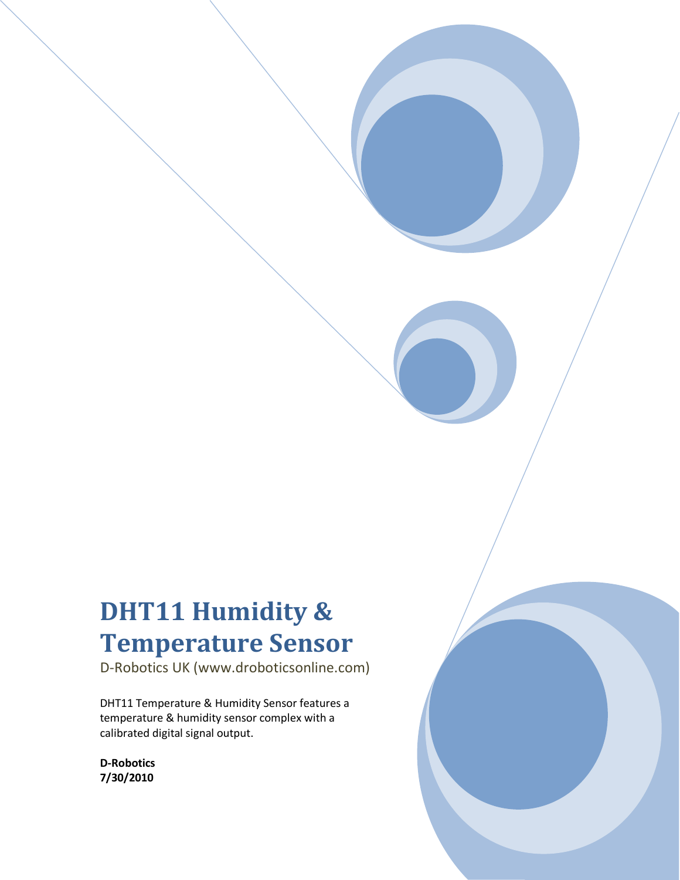# DHT11 Humidity & Temperature Sensor

D-Robotics UK (www.droboticsonline.com)

DHT11 Temperature & Humidity Sensor features a temperature & humidity sensor complex with a calibrated digital signal output.

**D-Robotics**
**7/30/2010**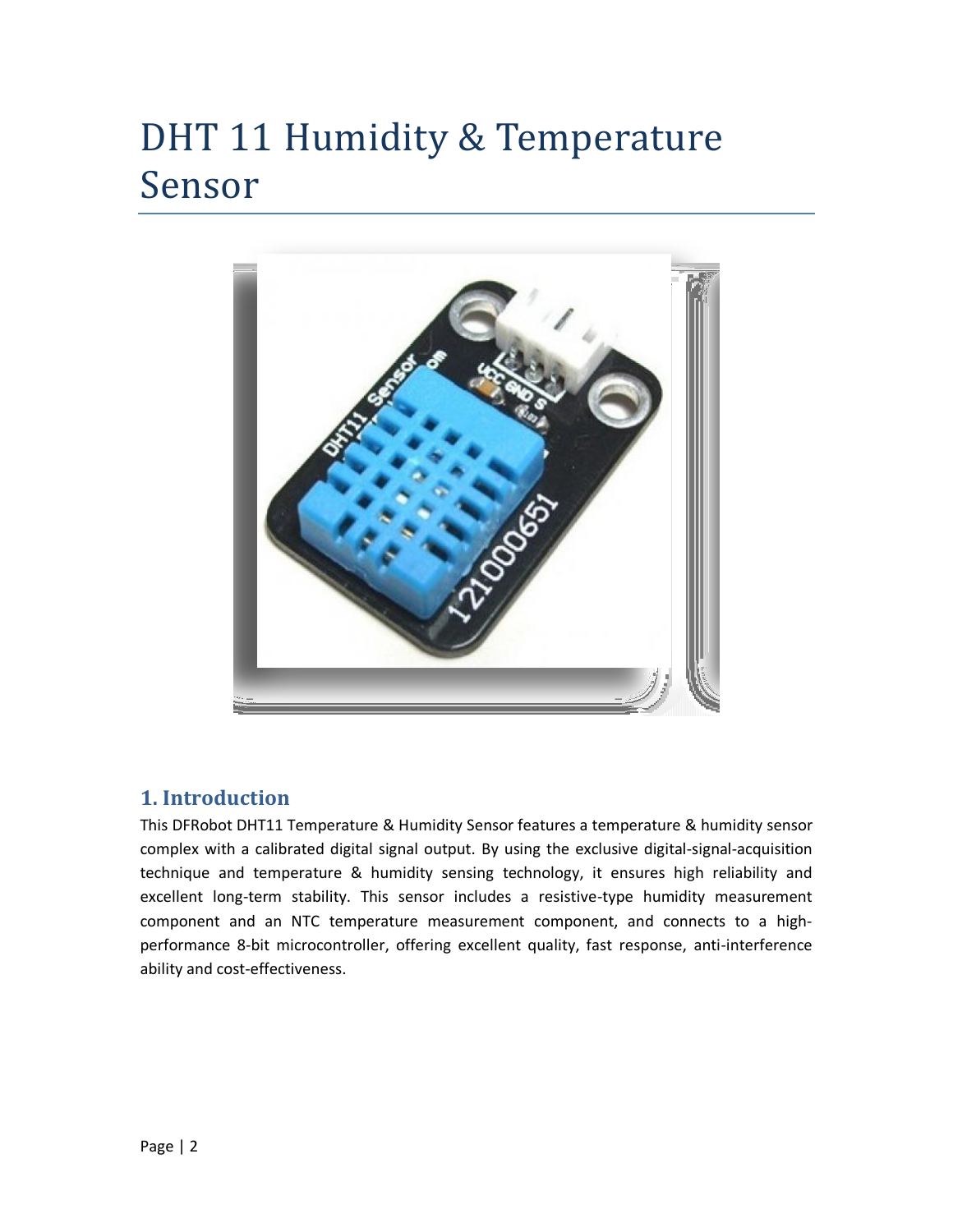# DHT 11 Humidity & Temperature Sensor

## 1. Introduction

This DFRobot DHT11 Temperature & Humidity Sensor features a temperature & humidity sensor complex with a calibrated digital signal output. By using the exclusive digital-signal-acquisition technique and temperature & humidity sensing technology, it ensures high reliability and excellent long-term stability. This sensor includes a resistive-type humidity measurement component and an NTC temperature measurement component, and connects to a high-performance 8-bit microcontroller, offering excellent quality, fast response, anti-interference ability and cost-effectiveness.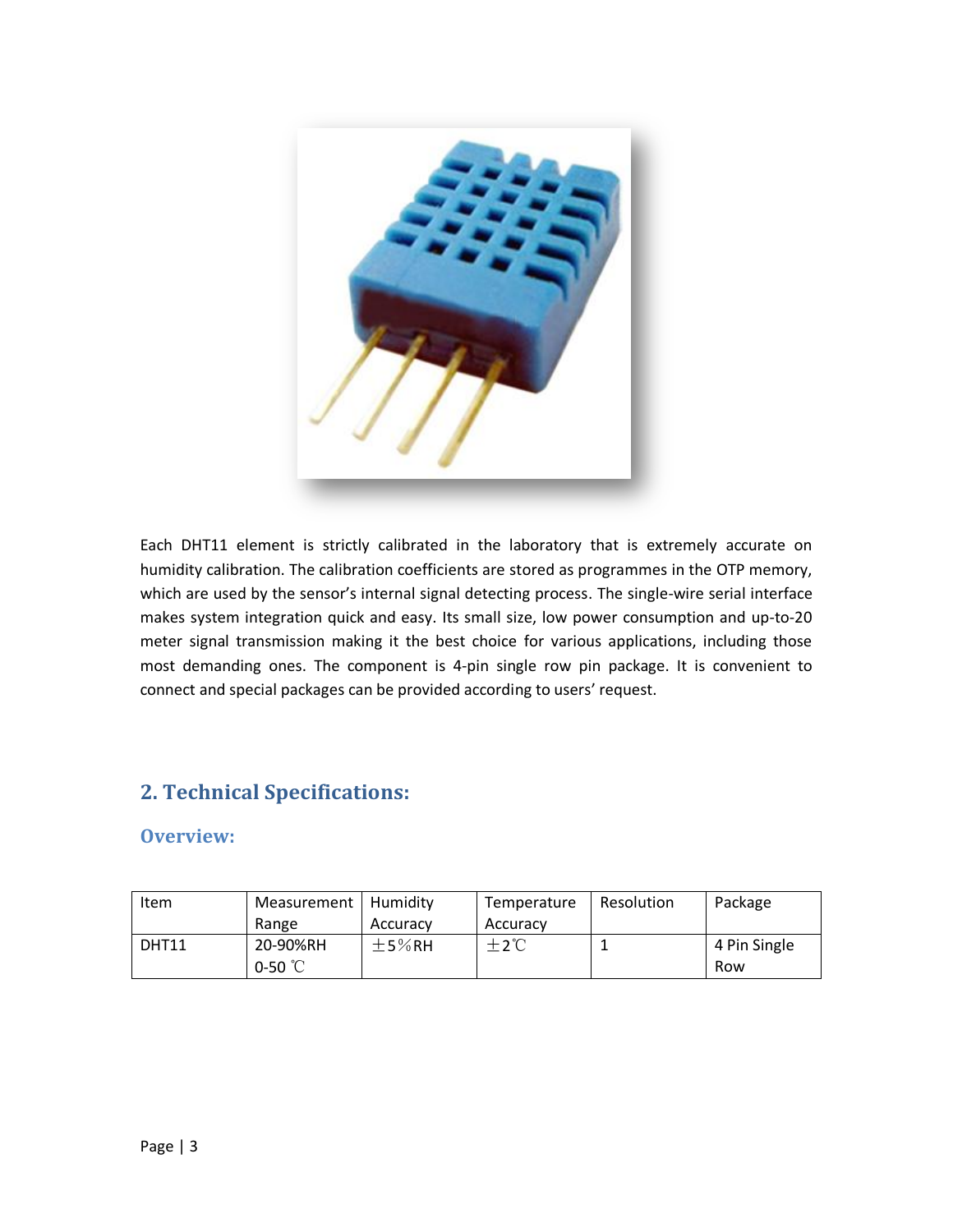Each DHT11 element is strictly calibrated in the laboratory that is extremely accurate on humidity calibration. The calibration coefficients are stored as programmes in the OTP memory, which are used by the sensor's internal signal detecting process. The single-wire serial interface makes system integration quick and easy. Its small size, low power consumption and up-to-20 meter signal transmission making it the best choice for various applications, including those most demanding ones. The component is 4-pin single row pin package. It is convenient to connect and special packages can be provided according to users' request.

## 2. Technical Specifications:

### Overview:

| Item | Measurement Range | Humidity Accuracy | Temperature Accuracy | Resolution | Package |
|---|---|---|---|---|---|
| DHT11 | 20-90%RH<br>0-50 ℃ | ±5%RH | ±2℃ | 1 | 4 Pin Single Row |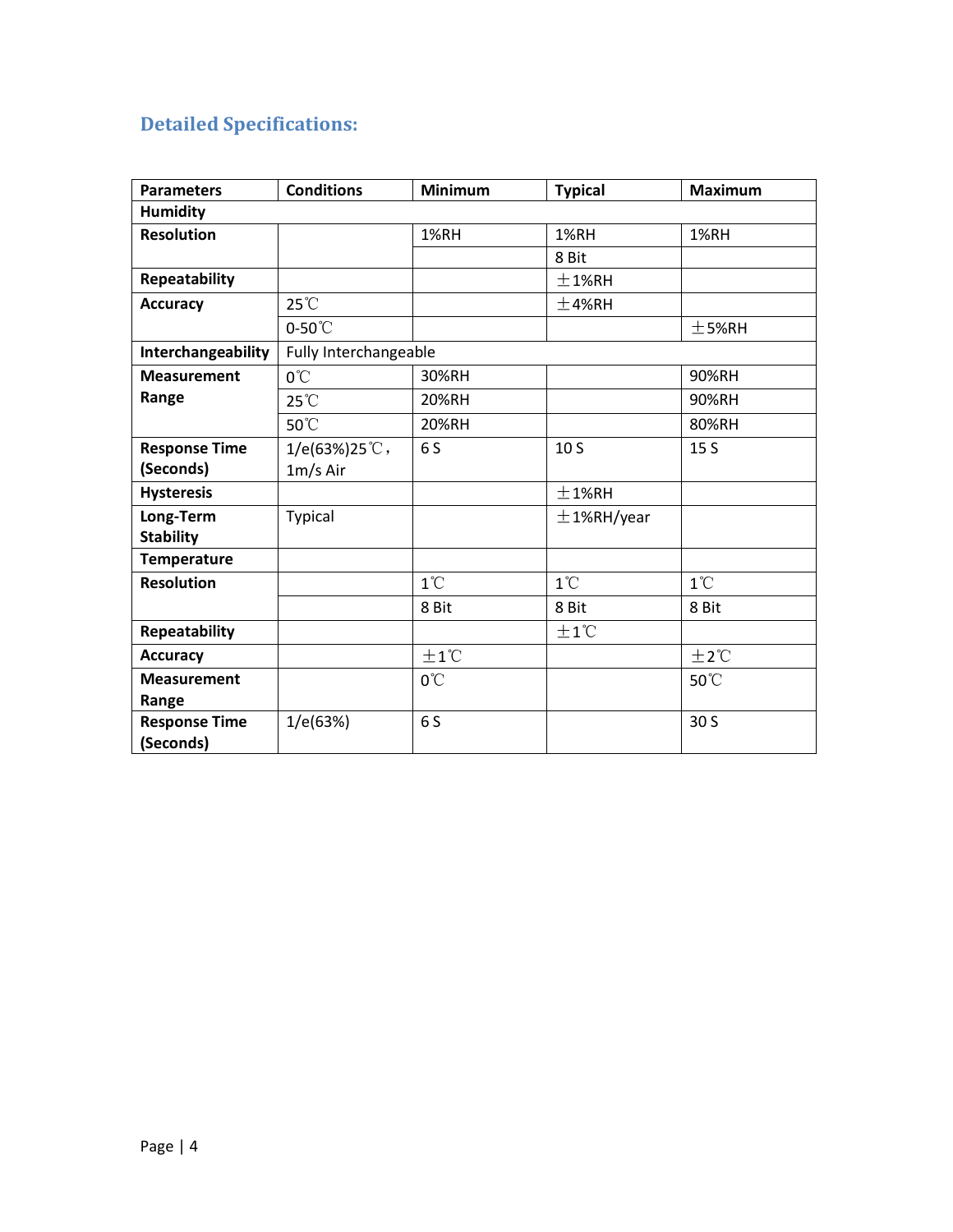## Detailed Specifications:

| Parameters | Conditions | Minimum | Typical | Maximum |
|---|---|---|---|---|
| **Humidity** | | | | |
| **Resolution** | | 1%RH | 1%RH | 1%RH |
| | | | 8 Bit | |
| **Repeatability** | | | ±1%RH | |
| **Accuracy** | 25℃ | | ±4%RH | |
| | 0-50℃ | | | ±5%RH |
| **Interchangeability** | Fully Interchangeable | | | |
| **Measurement Range** | 0℃ | 30%RH | | 90%RH |
| | 25℃ | 20%RH | | 90%RH |
| | 50℃ | 20%RH | | 80%RH |
| **Response Time (Seconds)** | 1/e(63%)25℃， 1m/s Air | 6 S | 10 S | 15 S |
| **Hysteresis** | | | ±1%RH | |
| **Long-Term Stability** | Typical | | ±1%RH/year | |
| **Temperature** | | | | |
| **Resolution** | | 1℃ | 1℃ | 1℃ |
| | | 8 Bit | 8 Bit | 8 Bit |
| **Repeatability** | | | ±1℃ | |
| **Accuracy** | | ±1℃ | | ±2℃ |
| **Measurement Range** | | 0℃ | | 50℃ |
| **Response Time (Seconds)** | 1/e(63%) | 6 S | | 30 S |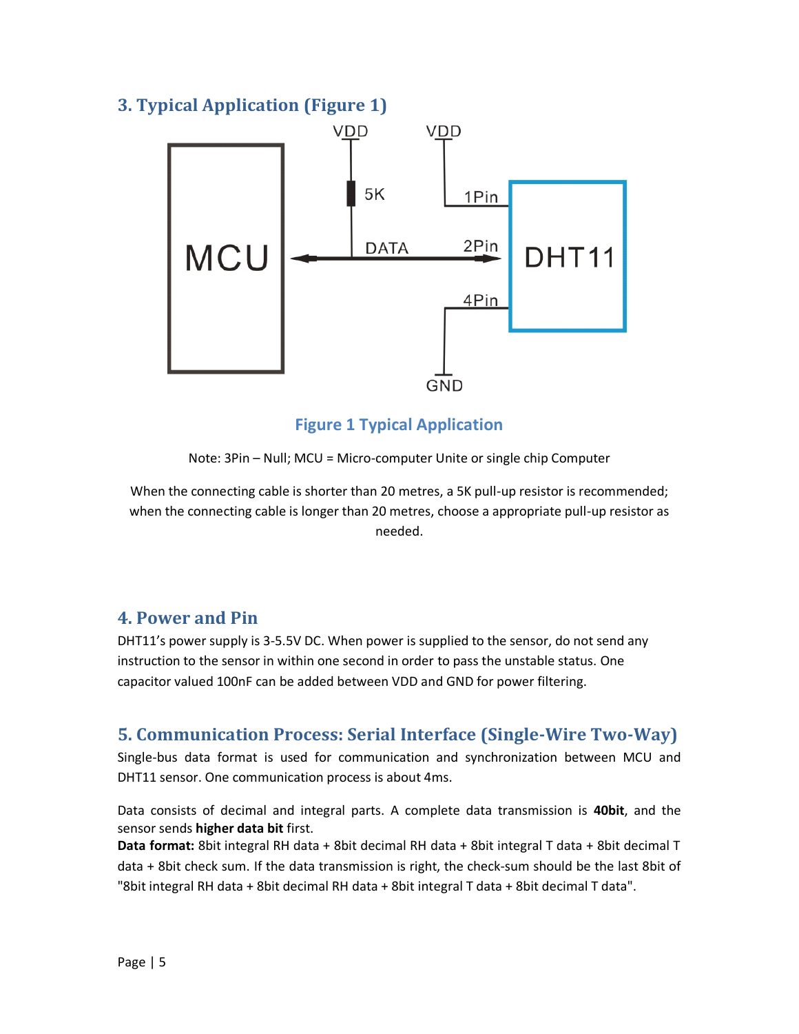## 3. Typical Application (Figure 1)

VDD

VDD

5K

1Pin

MCU

DATA

2Pin

DHT11

4Pin

GND

**Figure 1 Typical Application**

Note: 3Pin – Null; MCU = Micro-computer Unite or single chip Computer

When the connecting cable is shorter than 20 metres, a 5K pull-up resistor is recommended; when the connecting cable is longer than 20 metres, choose a appropriate pull-up resistor as needed.

## 4. Power and Pin

DHT11's power supply is 3-5.5V DC. When power is supplied to the sensor, do not send any instruction to the sensor in within one second in order to pass the unstable status. One capacitor valued 100nF can be added between VDD and GND for power filtering.

## 5. Communication Process: Serial Interface (Single-Wire Two-Way)

Single-bus data format is used for communication and synchronization between MCU and DHT11 sensor. One communication process is about 4ms.

Data consists of decimal and integral parts. A complete data transmission is **40bit**, and the sensor sends **higher data bit** first.

**Data format:** 8bit integral RH data + 8bit decimal RH data + 8bit integral T data + 8bit decimal T data + 8bit check sum. If the data transmission is right, the check-sum should be the last 8bit of "8bit integral RH data + 8bit decimal RH data + 8bit integral T data + 8bit decimal T data".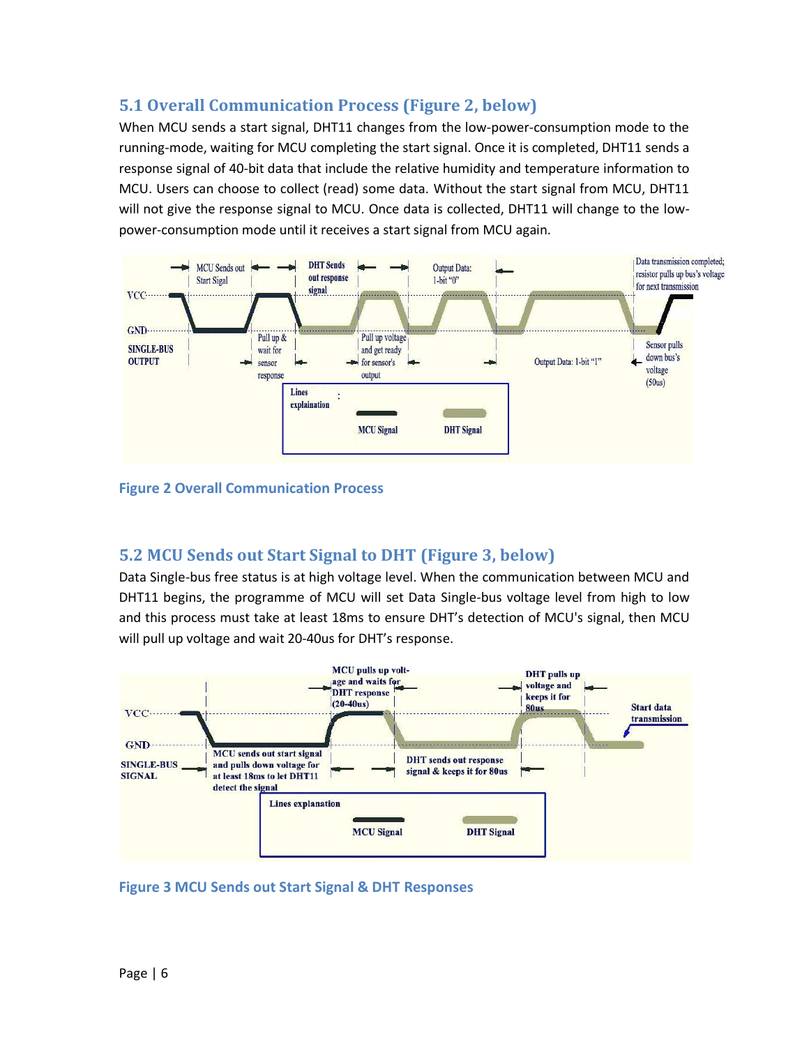## 5.1 Overall Communication Process (Figure 2, below)

When MCU sends a start signal, DHT11 changes from the low-power-consumption mode to the running-mode, waiting for MCU completing the start signal. Once it is completed, DHT11 sends a response signal of 40-bit data that include the relative humidity and temperature information to MCU. Users can choose to collect (read) some data. Without the start signal from MCU, DHT11 will not give the response signal to MCU. Once data is collected, DHT11 will change to the low-power-consumption mode until it receives a start signal from MCU again.

**Figure 2 Overall Communication Process**

## 5.2 MCU Sends out Start Signal to DHT (Figure 3, below)

Data Single-bus free status is at high voltage level. When the communication between MCU and DHT11 begins, the programme of MCU will set Data Single-bus voltage level from high to low and this process must take at least 18ms to ensure DHT's detection of MCU's signal, then MCU will pull up voltage and wait 20-40us for DHT's response.

**Figure 3 MCU Sends out Start Signal & DHT Responses**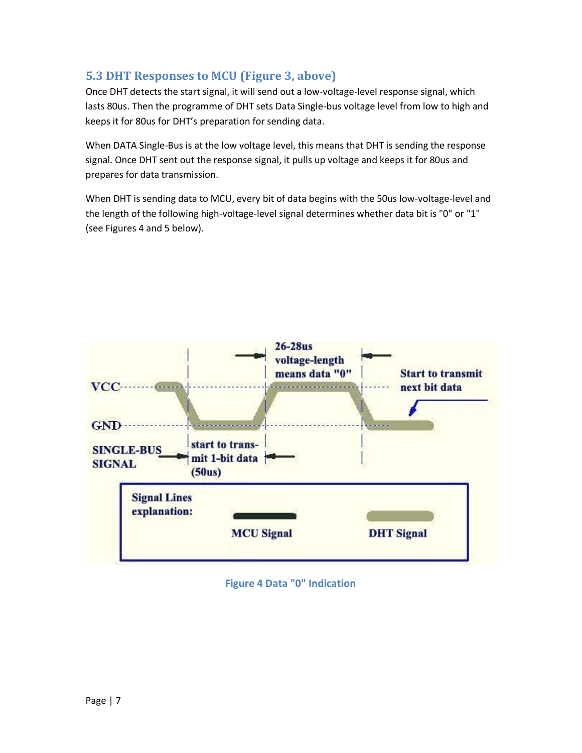### 5.3 DHT Responses to MCU (Figure 3, above)

Once DHT detects the start signal, it will send out a low-voltage-level response signal, which lasts 80us. Then the programme of DHT sets Data Single-bus voltage level from low to high and keeps it for 80us for DHT's preparation for sending data.

When DATA Single-Bus is at the low voltage level, this means that DHT is sending the response signal. Once DHT sent out the response signal, it pulls up voltage and keeps it for 80us and prepares for data transmission.

When DHT is sending data to MCU, every bit of data begins with the 50us low-voltage-level and the length of the following high-voltage-level signal determines whether data bit is "0" or "1" (see Figures 4 and 5 below).

26-28us voltage-length means data "0"

Start to transmit next bit data

VCC

GND

SINGLE-BUS SIGNAL

start to trans-mit 1-bit data (50us)

Signal Lines explanation:

MCU Signal

DHT Signal

Figure 4 Data "0" Indication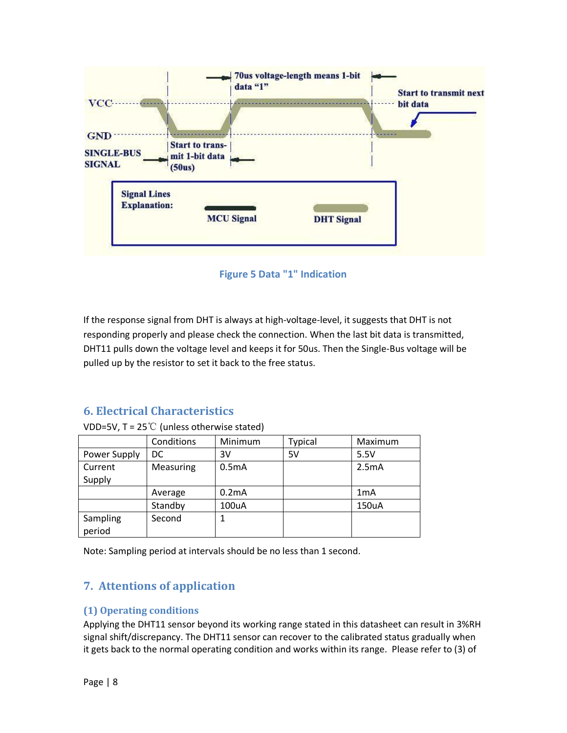70us voltage-length means 1-bit data "1"

VCC

GND

Start to transmit next bit data

SINGLE-BUS SIGNAL

Start to transmit 1-bit data (50us)

Signal Lines Explanation:

MCU Signal

DHT Signal

Figure 5 Data "1" Indication

If the response signal from DHT is always at high-voltage-level, it suggests that DHT is not responding properly and please check the connection. When the last bit data is transmitted, DHT11 pulls down the voltage level and keeps it for 50us. Then the Single-Bus voltage will be pulled up by the resistor to set it back to the free status.

## 6. Electrical Characteristics

VDD=5V, T = 25℃ (unless otherwise stated)

| | Conditions | Minimum | Typical | Maximum |
|---|---|---|---|---|
| Power Supply | DC | 3V | 5V | 5.5V |
| Current Supply | Measuring | 0.5mA | | 2.5mA |
| | Average | 0.2mA | | 1mA |
| | Standby | 100uA | | 150uA |
| Sampling period | Second | 1 | | |

Note: Sampling period at intervals should be no less than 1 second.

## 7. Attentions of application

### (1) Operating conditions

Applying the DHT11 sensor beyond its working range stated in this datasheet can result in 3%RH signal shift/discrepancy. The DHT11 sensor can recover to the calibrated status gradually when it gets back to the normal operating condition and works within its range. Please refer to (3) of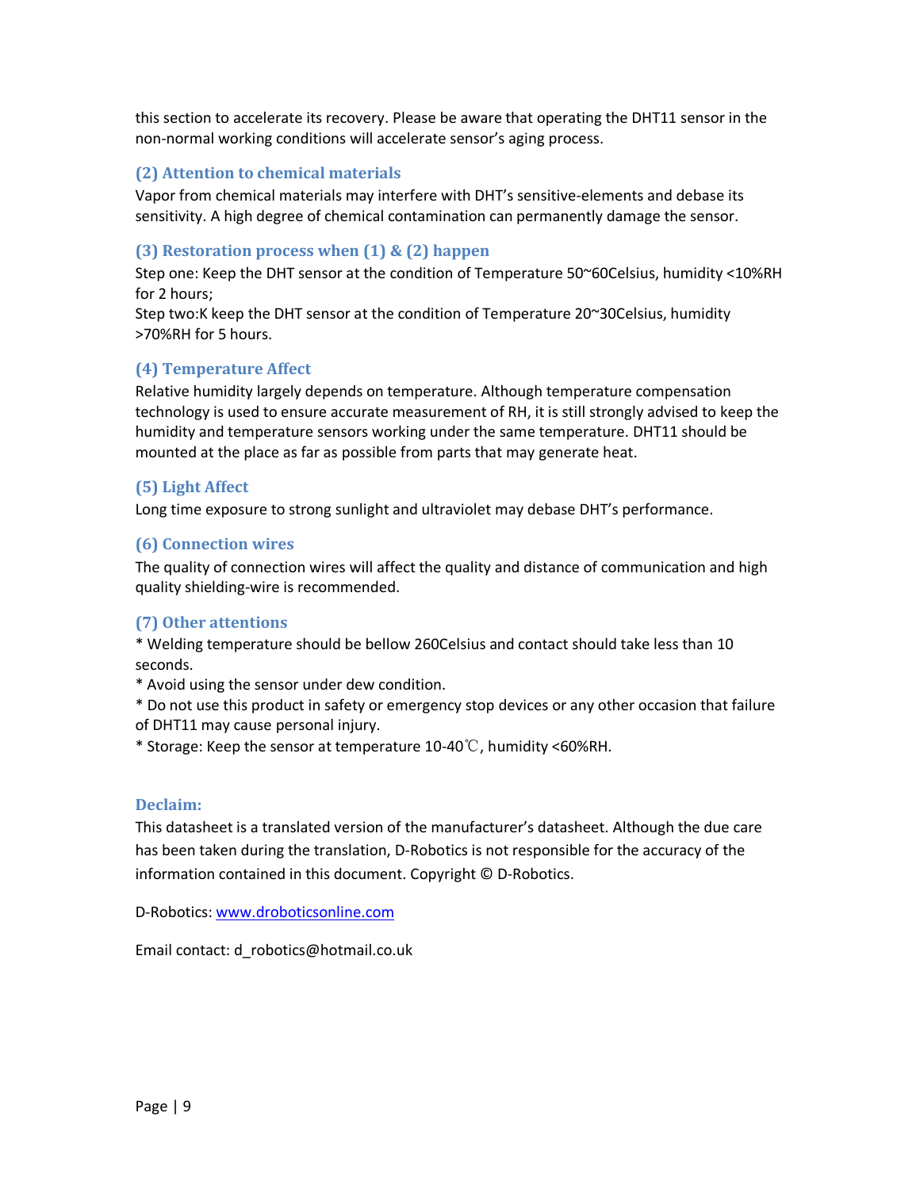this section to accelerate its recovery. Please be aware that operating the DHT11 sensor in the non-normal working conditions will accelerate sensor's aging process.

### (2) Attention to chemical materials

Vapor from chemical materials may interfere with DHT's sensitive-elements and debase its sensitivity. A high degree of chemical contamination can permanently damage the sensor.

### (3) Restoration process when (1) & (2) happen

Step one: Keep the DHT sensor at the condition of Temperature 50~60Celsius, humidity <10%RH for 2 hours;
Step two:K keep the DHT sensor at the condition of Temperature 20~30Celsius, humidity >70%RH for 5 hours.

### (4) Temperature Affect

Relative humidity largely depends on temperature. Although temperature compensation technology is used to ensure accurate measurement of RH, it is still strongly advised to keep the humidity and temperature sensors working under the same temperature. DHT11 should be mounted at the place as far as possible from parts that may generate heat.

### (5) Light Affect

Long time exposure to strong sunlight and ultraviolet may debase DHT's performance.

### (6) Connection wires

The quality of connection wires will affect the quality and distance of communication and high quality shielding-wire is recommended.

### (7) Other attentions

* Welding temperature should be bellow 260Celsius and contact should take less than 10 seconds.
* Avoid using the sensor under dew condition.
* Do not use this product in safety or emergency stop devices or any other occasion that failure of DHT11 may cause personal injury.
* Storage: Keep the sensor at temperature 10-40℃, humidity <60%RH.

### Declaim:

This datasheet is a translated version of the manufacturer's datasheet. Although the due care has been taken during the translation, D-Robotics is not responsible for the accuracy of the information contained in this document. Copyright © D-Robotics.

D-Robotics: [www.droboticsonline.com](http://www.droboticsonline.com)

Email contact: d_robotics@hotmail.co.uk